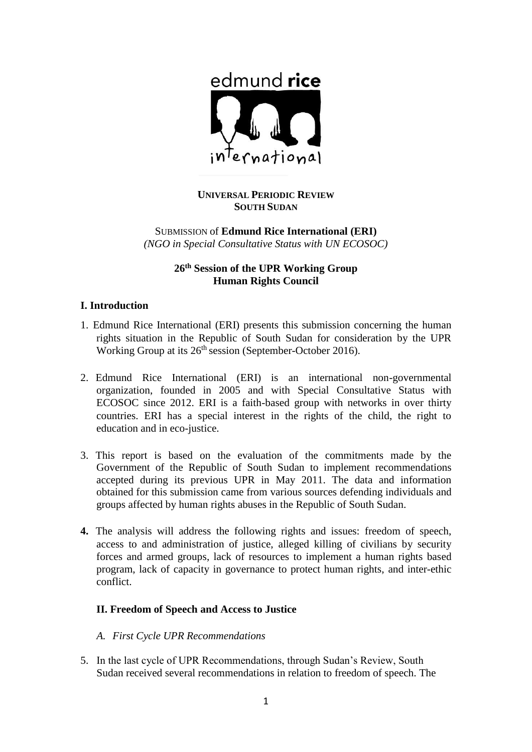**UNIVERSAL PERIODIC REVIEW**
**SOUTH SUDAN**

SUBMISSION of **Edmund Rice International (ERI)**
*(NGO in Special Consultative Status with UN ECOSOC)*

**26th Session of the UPR Working Group**
**Human Rights Council**

## I. Introduction

1. Edmund Rice International (ERI) presents this submission concerning the human rights situation in the Republic of South Sudan for consideration by the UPR Working Group at its 26th session (September-October 2016).

2. Edmund Rice International (ERI) is an international non-governmental organization, founded in 2005 and with Special Consultative Status with ECOSOC since 2012. ERI is a faith-based group with networks in over thirty countries. ERI has a special interest in the rights of the child, the right to education and in eco-justice.

3. This report is based on the evaluation of the commitments made by the Government of the Republic of South Sudan to implement recommendations accepted during its previous UPR in May 2011. The data and information obtained for this submission came from various sources defending individuals and groups affected by human rights abuses in the Republic of South Sudan.

4. The analysis will address the following rights and issues: freedom of speech, access to and administration of justice, alleged killing of civilians by security forces and armed groups, lack of resources to implement a human rights based program, lack of capacity in governance to protect human rights, and inter-ethic conflict.

## II. Freedom of Speech and Access to Justice

### *A. First Cycle UPR Recommendations*

5. In the last cycle of UPR Recommendations, through Sudan's Review, South Sudan received several recommendations in relation to freedom of speech. The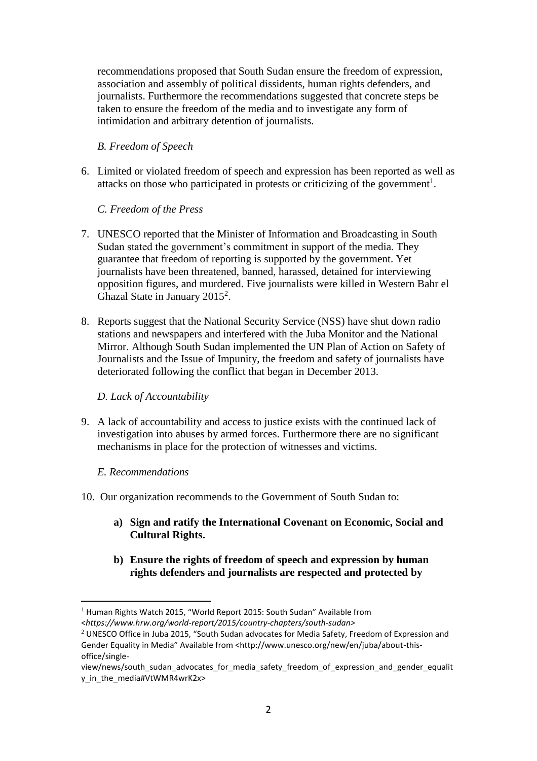recommendations proposed that South Sudan ensure the freedom of expression, association and assembly of political dissidents, human rights defenders, and journalists. Furthermore the recommendations suggested that concrete steps be taken to ensure the freedom of the media and to investigate any form of intimidation and arbitrary detention of journalists.

*B. Freedom of Speech*

6. Limited or violated freedom of speech and expression has been reported as well as attacks on those who participated in protests or criticizing of the government[1].

*C. Freedom of the Press*

7. UNESCO reported that the Minister of Information and Broadcasting in South Sudan stated the government's commitment in support of the media. They guarantee that freedom of reporting is supported by the government. Yet journalists have been threatened, banned, harassed, detained for interviewing opposition figures, and murdered. Five journalists were killed in Western Bahr el Ghazal State in January 2015[2].

8. Reports suggest that the National Security Service (NSS) have shut down radio stations and newspapers and interfered with the Juba Monitor and the National Mirror. Although South Sudan implemented the UN Plan of Action on Safety of Journalists and the Issue of Impunity, the freedom and safety of journalists have deteriorated following the conflict that began in December 2013.

*D. Lack of Accountability*

9. A lack of accountability and access to justice exists with the continued lack of investigation into abuses by armed forces. Furthermore there are no significant mechanisms in place for the protection of witnesses and victims.

*E. Recommendations*

10. Our organization recommends to the Government of South Sudan to:

    **a) Sign and ratify the International Covenant on Economic, Social and Cultural Rights.**

    **b) Ensure the rights of freedom of speech and expression by human rights defenders and journalists are respected and protected by**

---

[1] Human Rights Watch 2015, "World Report 2015: South Sudan" Available from <*https://www.hrw.org/world-report/2015/country-chapters/south-sudan*>

[2] UNESCO Office in Juba 2015, "South Sudan advocates for Media Safety, Freedom of Expression and Gender Equality in Media" Available from <http://www.unesco.org/new/en/juba/about-this-office/single-view/news/south_sudan_advocates_for_media_safety_freedom_of_expression_and_gender_equality_in_the_media#VtWMR4wrK2x>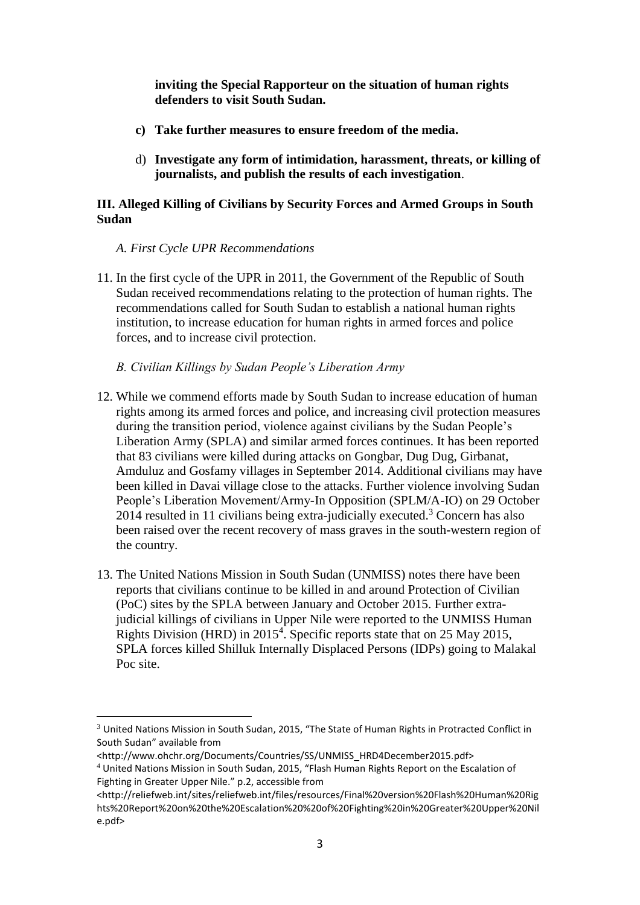**inviting the Special Rapporteur on the situation of human rights defenders to visit South Sudan.**

c) **Take further measures to ensure freedom of the media.**

d) **Investigate any form of intimidation, harassment, threats, or killing of journalists, and publish the results of each investigation**.

## III. Alleged Killing of Civilians by Security Forces and Armed Groups in South Sudan

### *A. First Cycle UPR Recommendations*

11. In the first cycle of the UPR in 2011, the Government of the Republic of South Sudan received recommendations relating to the protection of human rights. The recommendations called for South Sudan to establish a national human rights institution, to increase education for human rights in armed forces and police forces, and to increase civil protection.

### *B. Civilian Killings by Sudan People's Liberation Army*

12. While we commend efforts made by South Sudan to increase education of human rights among its armed forces and police, and increasing civil protection measures during the transition period, violence against civilians by the Sudan People's Liberation Army (SPLA) and similar armed forces continues. It has been reported that 83 civilians were killed during attacks on Gongbar, Dug Dug, Girbanat, Amduluz and Gosfamy villages in September 2014. Additional civilians may have been killed in Davai village close to the attacks. Further violence involving Sudan People's Liberation Movement/Army-In Opposition (SPLM/A-IO) on 29 October 2014 resulted in 11 civilians being extra-judicially executed.[3] Concern has also been raised over the recent recovery of mass graves in the south-western region of the country.

13. The United Nations Mission in South Sudan (UNMISS) notes there have been reports that civilians continue to be killed in and around Protection of Civilian (PoC) sites by the SPLA between January and October 2015. Further extra-judicial killings of civilians in Upper Nile were reported to the UNMISS Human Rights Division (HRD) in 2015[4]. Specific reports state that on 25 May 2015, SPLA forces killed Shilluk Internally Displaced Persons (IDPs) going to Malakal Poc site.

---

[3] United Nations Mission in South Sudan, 2015, "The State of Human Rights in Protracted Conflict in South Sudan" available from <http://www.ohchr.org/Documents/Countries/SS/UNMISS_HRD4December2015.pdf>

[4] United Nations Mission in South Sudan, 2015, "Flash Human Rights Report on the Escalation of Fighting in Greater Upper Nile." p.2, accessible from <http://reliefweb.int/sites/reliefweb.int/files/resources/Final%20version%20Flash%20Human%20Rights%20Report%20on%20the%20Escalation%20%20of%20Fighting%20in%20Greater%20Upper%20Nile.pdf>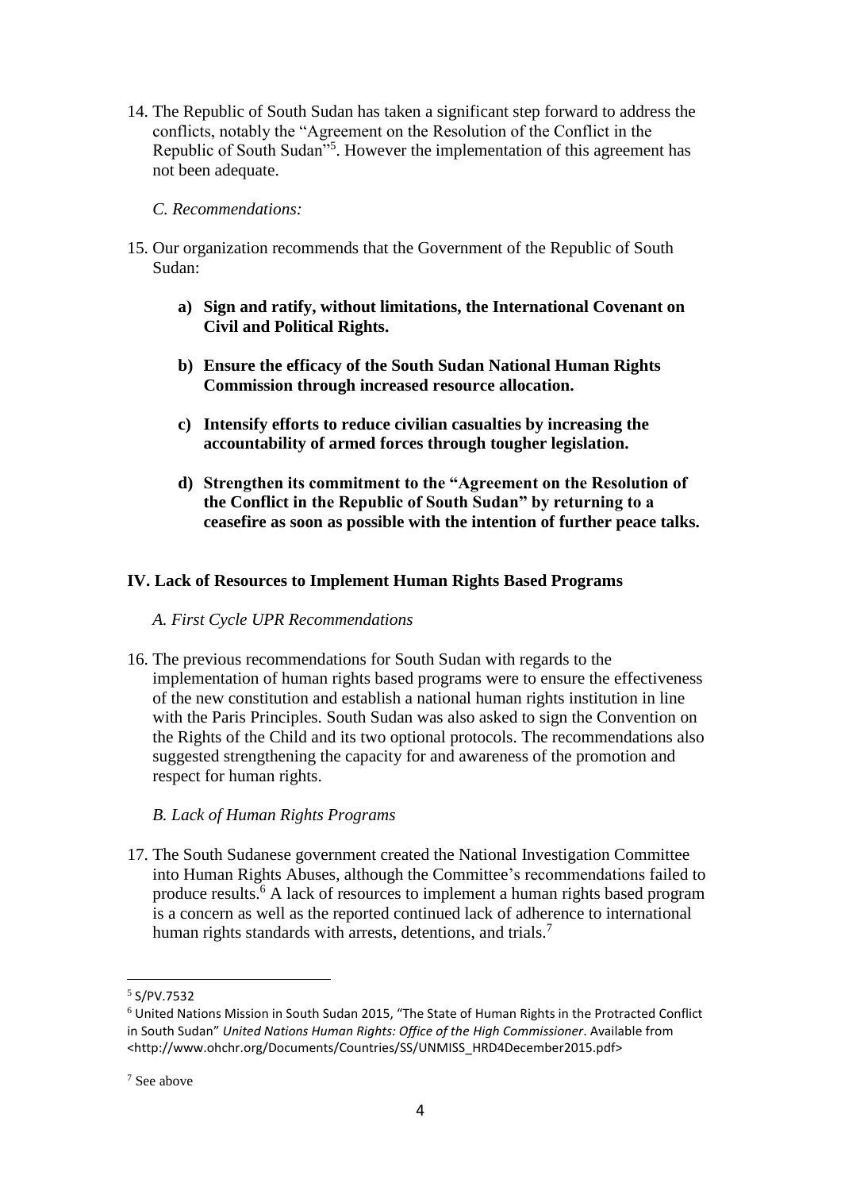14. The Republic of South Sudan has taken a significant step forward to address the conflicts, notably the "Agreement on the Resolution of the Conflict in the Republic of South Sudan"[5]. However the implementation of this agreement has not been adequate.

*C. Recommendations:*

15. Our organization recommends that the Government of the Republic of South Sudan:

    **a) Sign and ratify, without limitations, the International Covenant on Civil and Political Rights.**

    **b) Ensure the efficacy of the South Sudan National Human Rights Commission through increased resource allocation.**

    **c) Intensify efforts to reduce civilian casualties by increasing the accountability of armed forces through tougher legislation.**

    **d) Strengthen its commitment to the "Agreement on the Resolution of the Conflict in the Republic of South Sudan" by returning to a ceasefire as soon as possible with the intention of further peace talks.**

## IV. Lack of Resources to Implement Human Rights Based Programs

*A. First Cycle UPR Recommendations*

16. The previous recommendations for South Sudan with regards to the implementation of human rights based programs were to ensure the effectiveness of the new constitution and establish a national human rights institution in line with the Paris Principles. South Sudan was also asked to sign the Convention on the Rights of the Child and its two optional protocols. The recommendations also suggested strengthening the capacity for and awareness of the promotion and respect for human rights.

*B. Lack of Human Rights Programs*

17. The South Sudanese government created the National Investigation Committee into Human Rights Abuses, although the Committee's recommendations failed to produce results.[6] A lack of resources to implement a human rights based program is a concern as well as the reported continued lack of adherence to international human rights standards with arrests, detentions, and trials.[7]

---

[5] S/PV.7532

[6] United Nations Mission in South Sudan 2015, "The State of Human Rights in the Protracted Conflict in South Sudan" *United Nations Human Rights: Office of the High Commissioner*. Available from <http://www.ohchr.org/Documents/Countries/SS/UNMISS_HRD4December2015.pdf>

[7] See above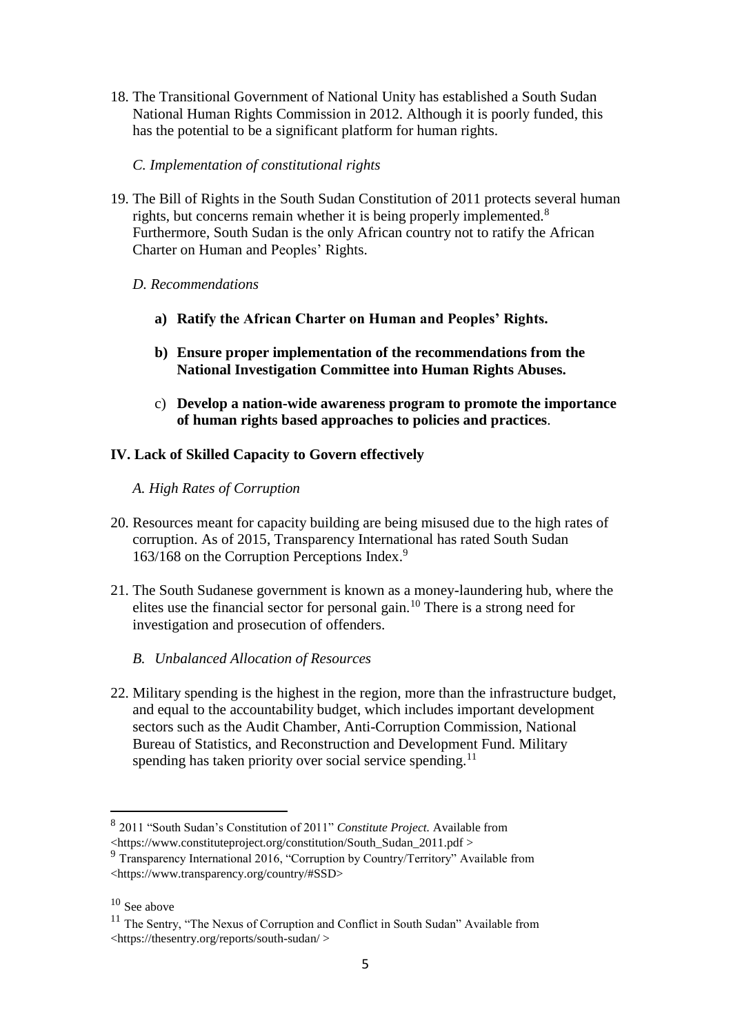18. The Transitional Government of National Unity has established a South Sudan National Human Rights Commission in 2012. Although it is poorly funded, this has the potential to be a significant platform for human rights.

### *C. Implementation of constitutional rights*

19. The Bill of Rights in the South Sudan Constitution of 2011 protects several human rights, but concerns remain whether it is being properly implemented.[8] Furthermore, South Sudan is the only African country not to ratify the African Charter on Human and Peoples' Rights.

### *D. Recommendations*

a) **Ratify the African Charter on Human and Peoples' Rights.**

b) **Ensure proper implementation of the recommendations from the National Investigation Committee into Human Rights Abuses.**

c) **Develop a nation-wide awareness program to promote the importance of human rights based approaches to policies and practices**.

## IV. Lack of Skilled Capacity to Govern effectively

### *A. High Rates of Corruption*

20. Resources meant for capacity building are being misused due to the high rates of corruption. As of 2015, Transparency International has rated South Sudan 163/168 on the Corruption Perceptions Index.[9]

21. The South Sudanese government is known as a money-laundering hub, where the elites use the financial sector for personal gain.[10] There is a strong need for investigation and prosecution of offenders.

### *B. Unbalanced Allocation of Resources*

22. Military spending is the highest in the region, more than the infrastructure budget, and equal to the accountability budget, which includes important development sectors such as the Audit Chamber, Anti-Corruption Commission, National Bureau of Statistics, and Reconstruction and Development Fund. Military spending has taken priority over social service spending.[11]

---

[8] 2011 "South Sudan's Constitution of 2011" *Constitute Project.* Available from <https://www.constituteproject.org/constitution/South_Sudan_2011.pdf >

[9] Transparency International 2016, "Corruption by Country/Territory" Available from <https://www.transparency.org/country/#SSD>

[10] See above

[11] The Sentry, "The Nexus of Corruption and Conflict in South Sudan" Available from <https://thesentry.org/reports/south-sudan/ >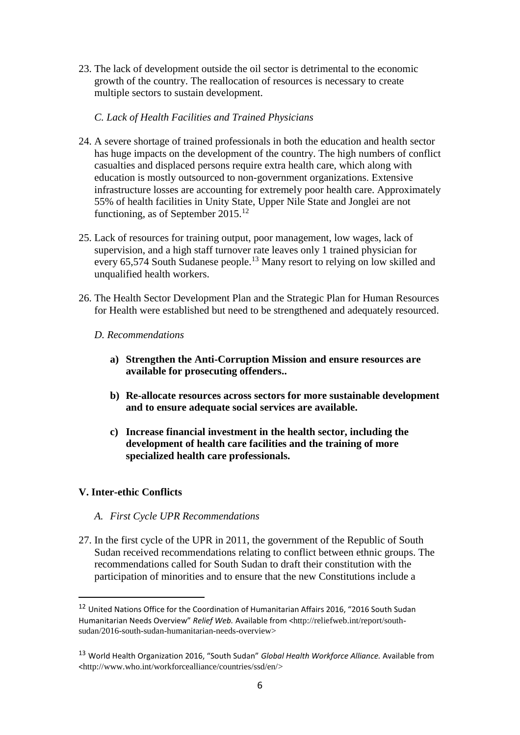23. The lack of development outside the oil sector is detrimental to the economic growth of the country. The reallocation of resources is necessary to create multiple sectors to sustain development.

*C. Lack of Health Facilities and Trained Physicians*

24. A severe shortage of trained professionals in both the education and health sector has huge impacts on the development of the country. The high numbers of conflict casualties and displaced persons require extra health care, which along with education is mostly outsourced to non-government organizations. Extensive infrastructure losses are accounting for extremely poor health care. Approximately 55% of health facilities in Unity State, Upper Nile State and Jonglei are not functioning, as of September 2015.[12]

25. Lack of resources for training output, poor management, low wages, lack of supervision, and a high staff turnover rate leaves only 1 trained physician for every 65,574 South Sudanese people.[13] Many resort to relying on low skilled and unqualified health workers.

26. The Health Sector Development Plan and the Strategic Plan for Human Resources for Health were established but need to be strengthened and adequately resourced.

*D. Recommendations*

a) **Strengthen the Anti-Corruption Mission and ensure resources are available for prosecuting offenders..**

b) **Re-allocate resources across sectors for more sustainable development and to ensure adequate social services are available.**

c) **Increase financial investment in the health sector, including the development of health care facilities and the training of more specialized health care professionals.**

## V. Inter-ethic Conflicts

*A. First Cycle UPR Recommendations*

27. In the first cycle of the UPR in 2011, the government of the Republic of South Sudan received recommendations relating to conflict between ethnic groups. The recommendations called for South Sudan to draft their constitution with the participation of minorities and to ensure that the new Constitutions include a

---

[12] United Nations Office for the Coordination of Humanitarian Affairs 2016, "2016 South Sudan Humanitarian Needs Overview" *Relief Web.* Available from <http://reliefweb.int/report/south-sudan/2016-south-sudan-humanitarian-needs-overview>

[13] World Health Organization 2016, "South Sudan" *Global Health Workforce Alliance.* Available from <http://www.who.int/workforcealliance/countries/ssd/en/>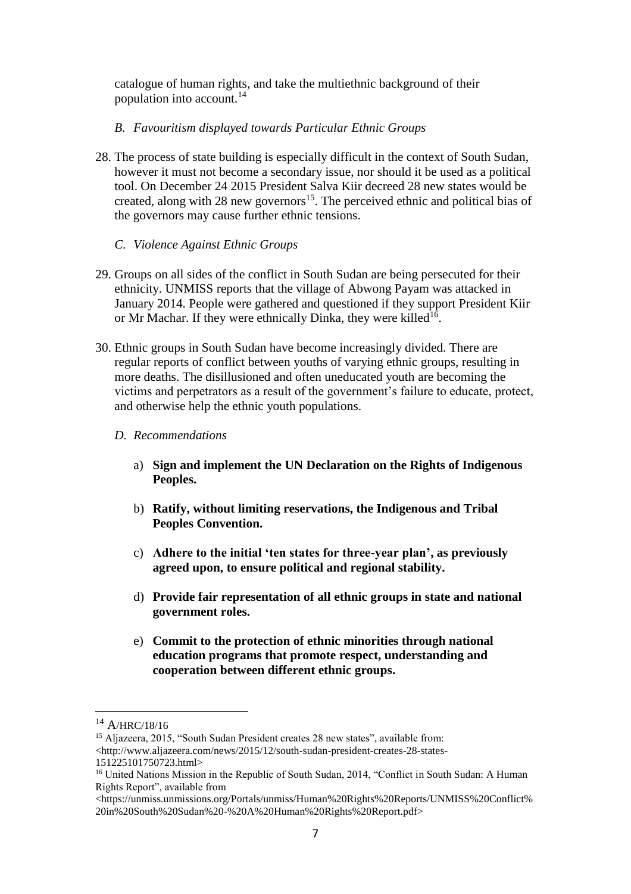catalogue of human rights, and take the multiethnic background of their population into account.[14]

*B. Favouritism displayed towards Particular Ethnic Groups*

28. The process of state building is especially difficult in the context of South Sudan, however it must not become a secondary issue, nor should it be used as a political tool. On December 24 2015 President Salva Kiir decreed 28 new states would be created, along with 28 new governors[15]. The perceived ethnic and political bias of the governors may cause further ethnic tensions.

*C. Violence Against Ethnic Groups*

29. Groups on all sides of the conflict in South Sudan are being persecuted for their ethnicity. UNMISS reports that the village of Abwong Payam was attacked in January 2014. People were gathered and questioned if they support President Kiir or Mr Machar. If they were ethnically Dinka, they were killed[16].

30. Ethnic groups in South Sudan have become increasingly divided. There are regular reports of conflict between youths of varying ethnic groups, resulting in more deaths. The disillusioned and often uneducated youth are becoming the victims and perpetrators as a result of the government's failure to educate, protect, and otherwise help the ethnic youth populations.

*D. Recommendations*

a) **Sign and implement the UN Declaration on the Rights of Indigenous Peoples.**

b) **Ratify, without limiting reservations, the Indigenous and Tribal Peoples Convention.**

c) **Adhere to the initial 'ten states for three-year plan', as previously agreed upon, to ensure political and regional stability.**

d) **Provide fair representation of all ethnic groups in state and national government roles.**

e) **Commit to the protection of ethnic minorities through national education programs that promote respect, understanding and cooperation between different ethnic groups.**

---

[14] A/HRC/18/16

[15] Aljazeera, 2015, "South Sudan President creates 28 new states", available from: <http://www.aljazeera.com/news/2015/12/south-sudan-president-creates-28-states-151225101750723.html>

[16] United Nations Mission in the Republic of South Sudan, 2014, "Conflict in South Sudan: A Human Rights Report", available from <https://unmiss.unmissions.org/Portals/unmiss/Human%20Rights%20Reports/UNMISS%20Conflict%20in%20South%20Sudan%20-%20A%20Human%20Rights%20Report.pdf>